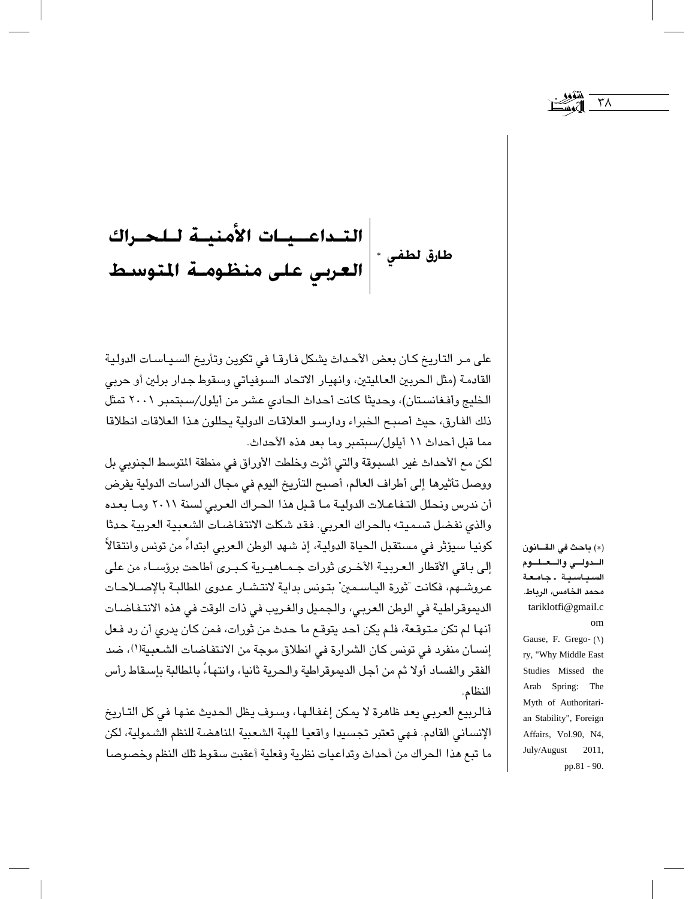# التداعيات الأمنية للحراك العربي على منظومة المتوسط

**طارق لطفي** *

على مر التاريخ كان بعض الأحداث يشكل فارقا في تكوين وتأريخ السياسات الدولية القادمة (مثل الحربين العالميتين، وانهيار الاتحاد السوفياتي وسقوط جدار برلين أو حربي الخليج وأفغانستان)، وحديثا كانت أحداث الحادي عشر من أيلول/سبتمبر ٢٠٠١ تمثل ذلك الفارق، حيث أصبح الخبراء ودارسو العلاقات الدولية يحللون هذا العلاقات انطلاقا مما قبل أحداث ١١ أيلول/سبتمبر وما بعد هذه الأحداث.

لكن مع الأحداث غير المسبوقة والتي أثرت وخلطت الأوراق في منطقة المتوسط الجنوبي بل ووصل تأثيرها إلى أطراف العالم، أصبح التأريخ اليوم في مجال الدراسات الدولية يفرض أن ندرس ونحلل التفاعلات الدولية ما قبل هذا الحراك العربي لسنة ٢٠١١ وما بعده والذي نفضل تسميته بالحراك العربي. فقد شكلت الانتفاضات الشعبية العربية حدثا كونيا سيؤثر في مستقبل الحياة الدولية، إذ شهد الوطن العربي ابتداءً من تونس وانتقالاً إلى باقي الأقطار العربية الأخرى ثورات جماهيرية كبرى أطاحت برؤساء من على عروشهم، فكانت "ثورة الياسمين" بتونس بداية لانتشار عدوى المطالبة بالإصلاحات الديموقراطية في الوطن العربي، والجميل والغريب في ذات الوقت في هذه الانتفاضات أنها لم تكن متوقعة، فلم يكن أحد يتوقع ما حدث من ثورات، فمن كان يدري أن رد فعل إنسان منفرد في تونس كان الشرارة في انطلاق موجة من الانتفاضات الشعبية[1]، ضد الفقر والفساد أولا ثم من أجل الديموقراطية والحرية ثانيا، وانتهاءً بالمطالبة بإسقاط رأس النظام.

فالربيع العربي يعد ظاهرة لا يمكن إغفالها، وسوف يظل الحديث عنها في كل التاريخ الإنساني القادم. فهي تعتبر تجسيدا واقعيا للهبة الشعبية المناهضة للنظم الشمولية، لكن ما تبع هذا الحراك من أحداث وتداعيات نظرية وفعلية أعقبت سقوط تلك النظم وخصوصا

---

(*) باحث في القانون الدولي والعلوم السياسية - جامعة محمد الخامس، الرباط. tariklotfi@gmail.com

(١) Gause, F. Gregory, "Why Middle East Studies Missed the Arab Spring: The Myth of Authoritarian Stability", Foreign Affairs, Vol.90, N4, July/August 2011, pp.81 - 90.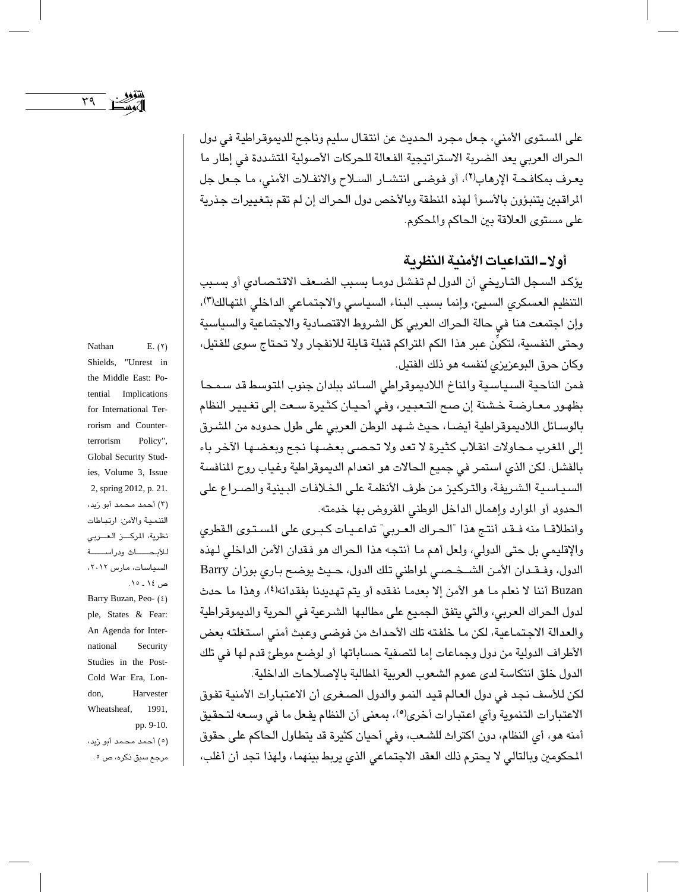على المستوى الأمني، جعل مجرد الحديث عن انتقال سليم وناجح للديموقراطية في دول الحراك العربي يعد الضربة الاستراتيجية الفعالة للحركات الأصولية المتشددة في إطار ما يعرف بمكافحة الإرهاب[٢]، أو فوضى انتشار السلاح والانفلات الأمني، ما جعل جل المراقبين يتنبؤون بالأسوأ لهذه المنطقة وبالأخص دول الحراك إن لم تقم بتغييرات جذرية على مستوى العلاقة بين الحاكم والمحكوم.

## أولا ـ التداعيات الأمنية النظرية

يؤكد السجل التاريخي أن الدول لم تفشل دوما بسبب الضعف الاقتصادي أو بسبب التنظيم العسكري السيئ، وإنما بسبب البناء السياسي والاجتماعي الداخلي المتهالك[٣]، وإن اجتمعت هنا في حالة الحراك العربي كل الشروط الاقتصادية والاجتماعية والسياسية وحتى النفسية، لتكوّن عبر هذا الكم المتراكم قنبلة قابلة للانفجار ولا تحتاج سوى للفتيل، وكان حرق البوعزيزي لنفسه هو ذلك الفتيل.

فمن الناحية السياسية والمناخ اللاديموقراطي السائد ببلدان جنوب المتوسط قد سمحا بظهور معارضة خشنة إن صح التعبير، وفي أحيان كثيرة سعت إلى تغيير النظام بالوسائل اللاديموقراطية أيضا، حيث شهد الوطن العربي على طول حدوده من المشرق إلى المغرب محاولات انقلاب كثيرة لا تعد ولا تحصى بعضها نجح وبعضها الآخر باء بالفشل. لكن الذي استمر في جميع الحالات هو انعدام الديموقراطية وغياب روح المنافسة السياسية الشريفة، والتركيز من طرف الأنظمة على الخلافات البينية والصراع على الحدود أو الموارد وإهمال الداخل الوطني المفروض بها خدمته.

وانطلاقا منه فقد أنتج هذا "الحراك العربي" تداعيات كبرى على المستوى القطري والإقليمي بل حتى الدولي، ولعل أهم ما أنتجه هذا الحراك هو فقدان الأمن الداخلي لهذه الدول، وفقدان الأمن الشخصي لمواطني تلك الدول، حيث يوضح باري بوزان Barry Buzan أننا لا نعلم ما هو الأمن إلا بعدما نفقده أو يتم تهديدنا بفقدانه[٤]، وهذا ما حدث لدول الحراك العربي، والتي يتفق الجميع على مطالبها الشرعية في الحرية والديموقراطية والعدالة الاجتماعية، لكن ما خلفته تلك الأحداث من فوضى وعبث أمني استغلته بعض الأطراف الدولية من دول وجماعات إما لتصفية حساباتها أو لوضع موطئ قدم لها في تلك الدول خلق انتكاسة لدى عموم الشعوب العربية المطالبة بالإصلاحات الداخلية.

لكن للأسف نجد في دول العالم قيد النمو والدول الصغرى أن الاعتبارات الأمنية تفوق الاعتبارات التنموية وأي اعتبارات أخرى[٥]، بمعنى أن النظام يفعل ما في وسعه لتحقيق أمنه هو، أي النظام، دون اكتراث للشعب، وفي أحيان كثيرة قد يتطاول الحاكم على حقوق المحكومين وبالتالي لا يحترم ذلك العقد الاجتماعي الذي يربط بينهما، ولهذا تجد أن أغلب،

---

(٢) Nathan E. Shields, "Unrest in the Middle East: Potential Implications for International Terrorism and Counterterrorism Policy", Global Security Studies, Volume 3, Issue 2, spring 2012, p. 21.

(٣) أحمد محمد أبو زيد، التنمية والأمن: ارتباطات نظرية، المركز العربي للأبحاث ودراسة السياسات، مارس ٢٠١٢، ص ١٤ ـ ١٥.

(٤) Barry Buzan, People, States & Fear: An Agenda for International Security Studies in the Post-Cold War Era, London, Harvester Wheatsheaf, 1991, pp. 9-10.

(٥) أحمد محمد أبو زيد، مرجع سبق ذكره، ص ٥.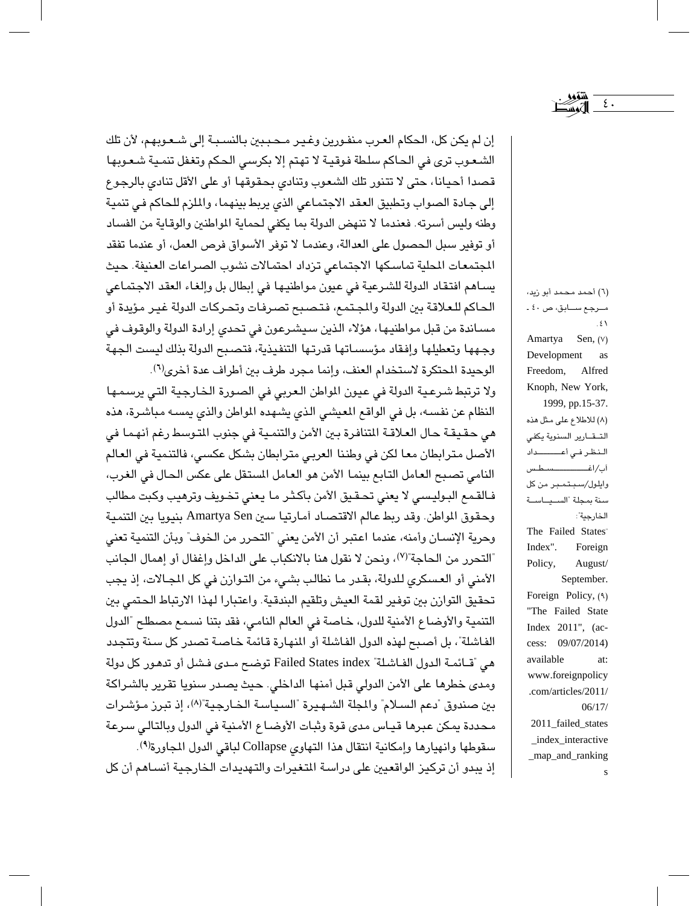إن لم يكن كل، الحكام العرب منفورين وغير محببين بالنسبة إلى شعوبهم، لأن تلك الشعوب ترى في الحاكم سلطة فوقية لا تهتم إلا بكرسي الحكم وتغفل تنمية شعوبها قصدا أحيانا، حتى لا تتنور تلك الشعوب وتنادي بحقوقها أو على الأقل تنادي بالرجوع إلى جادة الصواب وتطبيق العقد الاجتماعي الذي يربط بينهما، والملزم للحاكم في تنمية وطنه وليس أسرته. فعندما لا تنهض الدولة بما يكفي لحماية المواطنين والوقاية من الفساد أو توفير سبل الحصول على العدالة، وعندما لا توفر الأسواق فرص العمل، أو عندما تفقد المجتمعات المحلية تماسكها الاجتماعي تزداد احتمالات نشوب الصراعات العنيفة. حيث يساهم افتقاد الدولة للشرعية في عيون مواطنيها في إبطال بل وإلغاء العقد الاجتماعي الحاكم للعلاقة بين الدولة والمجتمع، فتصبح تصرفات وتحركات الدولة غير مؤيدة أو مساندة من قبل مواطنيها، هؤلاء الذين سيشرعون في تحدي إرادة الدولة والوقوف في وجهها وتعطيلها وإفقاد مؤسساتها قدرتها التنفيذية، فتصبح الدولة بذلك ليست الجهة الوحيدة المحتكرة لاستخدام العنف، وإنما مجرد طرف بين أطراف عدة أخرى[٦].

ولا ترتبط شرعية الدولة في عيون المواطن العربي في الصورة الخارجية التي يرسمها النظام عن نفسه، بل في الواقع المعيشي الذي يشهده المواطن والذي يمسه مباشرة، هذه هي حقيقة حال العلاقة المتنافرة بين الأمن والتنمية في جنوب المتوسط رغم أنهما في الأصل مترابطان معا لكن في وطننا العربي مترابطان بشكل عكسي، فالتنمية في العالم النامي تصبح العامل التابع بينما الأمن هو العامل المستقل على عكس الحال في الغرب، فالقمع البوليسي لا يعني تحقيق الأمن بأكثر ما يعني تخويف وترهيب وكبت مطالب وحقوق المواطن. وقد ربط عالم الاقتصاد أمارتيا سين Amartya Sen بنيويا بين التنمية وحرية الإنسان وأمنه، عندما اعتبر أن الأمن يعني "التحرر من الخوف" وبأن التنمية تعني "التحرر من الحاجة"[٧]، ونحن لا نقول هنا بالانكباب على الداخل وإغفال أو إهمال الجانب الأمني أو العسكري للدولة، بقدر ما نطالب بشيء من التوازن في كل المجالات، إذ يجب تحقيق التوازن بين توفير لقمة العيش وتلقيم البندقية. واعتبارا لهذا الارتباط الحتمي بين التنمية والأوضاع الأمنية للدول، خاصة في العالم النامي، فقد بتنا نسمع مصطلح "الدول الفاشلة"، بل أصبح لهذه الدول الفاشلة أو المنهارة قائمة خاصة تصدر كل سنة وتتجدد هي "قائمة الدول الفاشلة" Failed States index توضح مدى فشل أو تدهور كل دولة ومدى خطرها على الأمن الدولي قبل أمنها الداخلي. حيث يصدر سنويا تقرير بالشراكة بين صندوق "دعم السلام" والمجلة الشهيرة "السياسة الخارجية"[٨]، إذ تبرز مؤشرات محددة يمكن عبرها قياس مدى قوة وثبات الأوضاع الأمنية في الدول وبالتالي سرعة سقوطها وانهيارها وإمكانية انتقال هذا التهاوي Collapse لباقي الدول المجاورة[٩].

إذ يبدو أن تركيز الواقعيين على دراسة المتغيرات والتهديدات الخارجية أنساهم أن كل

---

(٦) أحمد محمد أبو زيد، مرجع سابق، ص ٤٠ - ٤١.

(٧) Amartya Sen, Development as Freedom, Alfred Knoph, New York, 1999, pp.15-37.

(٨) للاطلاع على مثل هذه التقارير السنوية يكفي النظر في أعداد أب/أغسطس وايلول/سبتمبر من كل سنة بمجلة "السياسة الخارجية": The Failed States Index". Foreign Policy, August/ September.

(٩) Foreign Policy, "The Failed State Index 2011", (access: 09/07/2014) available at: www.foreignpolicy.com/articles/2011/06/17/2011_failed_states_index_interactive_map_and_rankings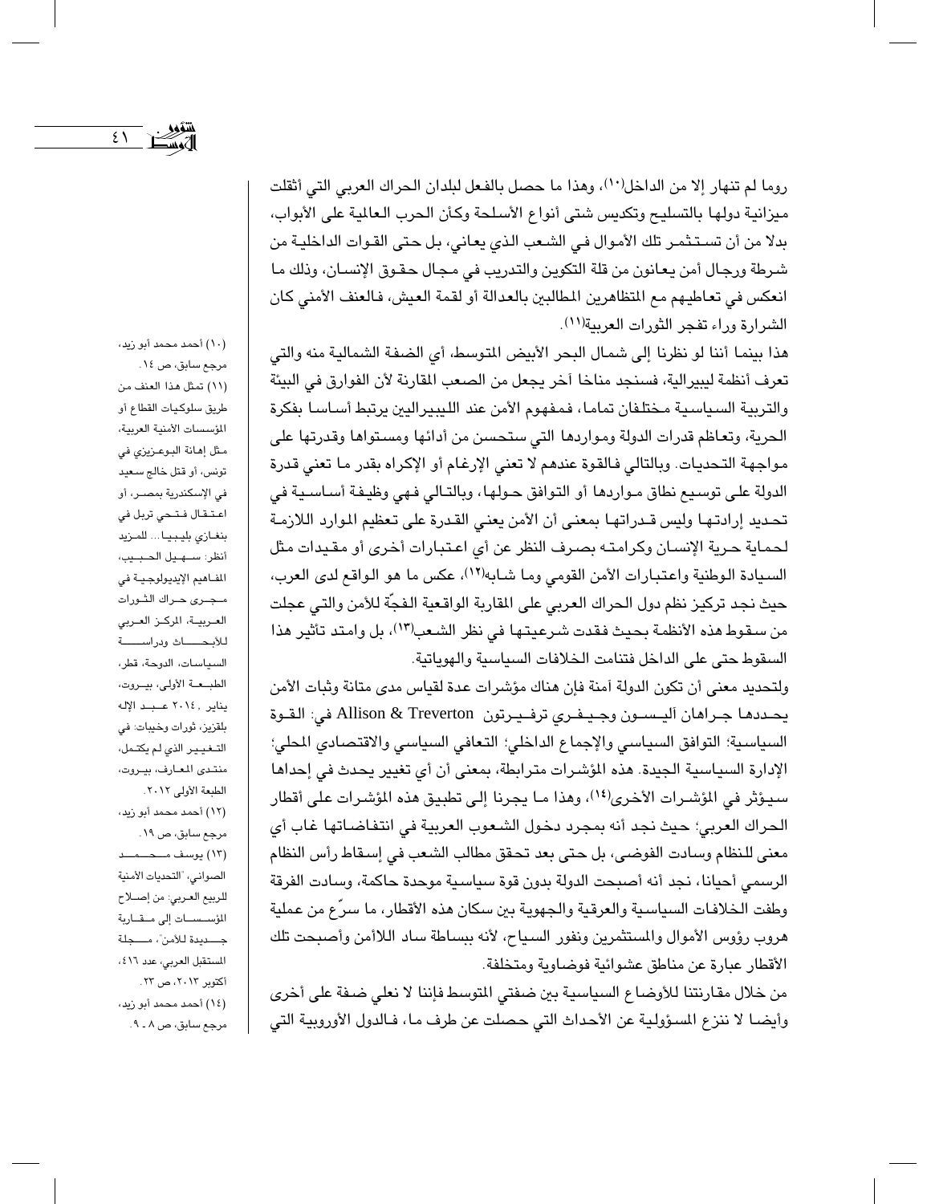روما لم تنهار إلا من الداخل[10]، وهذا ما حصل بالفعل لبلدان الحراك العربي التي أثقلت ميزانية دولها بالتسليح وتكديس شتى أنواع الأسلحة وكأن الحرب العالمية على الأبواب، بدلا من أن تستثمر تلك الأموال في الشعب الذي يعاني، بل حتى القوات الداخلية من شرطة ورجال أمن يعانون من قلة التكوين والتدريب في مجال حقوق الإنسان، وذلك ما انعكس في تعاطيهم مع المتظاهرين المطالبين بالعدالة أو لقمة العيش، فالعنف الأمني كان الشرارة وراء تفجر الثورات العربية[11].

هذا بينما أننا لو نظرنا إلى شمال البحر الأبيض المتوسط، أي الضفة الشمالية منه والتي تعرف أنظمة ليبيرالية، فسنجد مناخا آخر يجعل من الصعب المقارنة لأن الفوارق في البيئة والتربية السياسية مختلفان تماما، فمفهوم الأمن عند الليبيراليين يرتبط أساسا بفكرة الحرية، وتعاظم قدرات الدولة ومواردها التي ستحسن من أدائها ومستواها وقدرتها على مواجهة التحديات. وبالتالي فالقوة عندهم لا تعني الإرغام أو الإكراه بقدر ما تعني قدرة الدولة على توسيع نطاق مواردها أو التوافق حولها، وبالتالي فهي وظيفة أساسية في تحديد إرادتها وليس قدراتها بمعنى أن الأمن يعني القدرة على تعظيم الموارد اللازمة لحماية حرية الإنسان وكرامته بصرف النظر عن أي اعتبارات أخرى أو مقيدات مثل السيادة الوطنية واعتبارات الأمن القومي وما شابه[12]، عكس ما هو الواقع لدى العرب، حيث نجد تركيز نظم دول الحراك العربي على المقاربة الواقعية الفجّة للأمن والتي عجلت من سقوط هذه الأنظمة بحيث فقدت شرعيتها في نظر الشعب[13]، بل وامتد تأثير هذا السقوط حتى على الداخل فتنامت الخلافات السياسية والهوياتية.

ولتحديد معنى أن تكون الدولة آمنة فإن هناك مؤشرات عدة لقياس مدى متانة وثبات الأمن يحددها جراهان آليسون وجيفري ترفيرتون Allison & Treverton في: القوة السياسية؛ التوافق السياسي والإجماع الداخلي؛ التعافي السياسي والاقتصادي المحلي؛ الإدارة السياسية الجيدة. هذه المؤشرات مترابطة، بمعنى أن أي تغيير يحدث في إحداها سيؤثر في المؤشرات الأخرى[14]، وهذا ما يجرنا إلى تطبيق هذه المؤشرات على أقطار الحراك العربي؛ حيث نجد أنه بمجرد دخول الشعوب العربية في انتفاضاتها غاب أي معنى للنظام وسادت الفوضى، بل حتى بعد تحقق مطالب الشعب في إسقاط رأس النظام الرسمي أحيانا، نجد أنه أصبحت الدولة بدون قوة سياسية موحدة حاكمة، وسادت الفرقة وطفت الخلافات السياسية والعرقية والجهوية بين سكان هذه الأقطار، ما سرّع من عملية هروب رؤوس الأموال والمستثمرين ونفور السياح، لأنه ببساطة ساد اللاأمن وأصبحت تلك الأقطار عبارة عن مناطق عشوائية فوضاوية ومتخلفة.

من خلال مقارنتنا للأوضاع السياسية بين ضفتي المتوسط فإننا لا نعلي ضفة على أخرى وأيضا لا ننزع المسؤولية عن الأحداث التي حصلت عن طرف ما، فالدول الأوروبية التي

---

(10) أحمد محمد أبو زيد، مرجع سابق، ص 14.

(11) تمثل هذا العنف من طريق سلوكيات القطاع أو المؤسسات الأمنية العربية، مثل إهانة البوعزيزي في تونس، أو قتل خالد سعيد في الإسكندرية بمصر، أو اعتقال فتحي تربل في بنغازي بليبيا... للمزيد أنظر: سهيل الحبيب، المفاهيم الإيديولوجية في مجرى حراك الثورات العربية، المركز العربي للأبحاث ودراسة السياسات، الدوحة، قطر، الطبعة الأولى، بيروت، يناير 2014، عبد الإله بلقزيز، ثورات وخيبات: في التغيير الذي لم يكتمل، منتدى المعارف، بيروت، الطبعة الأولى 2012.

(12) أحمد محمد أبو زيد، مرجع سابق، ص 19.

(13) يوسف محمد الصواني، "التحديات الأمنية للربيع العربي: من إصلاح المؤسسات إلى مقاربة جديدة للأمن"، مجلة المستقبل العربي، عدد 416، أكتوبر 2013، ص 23.

(14) أحمد محمد أبو زيد، مرجع سابق، ص 8 - 9.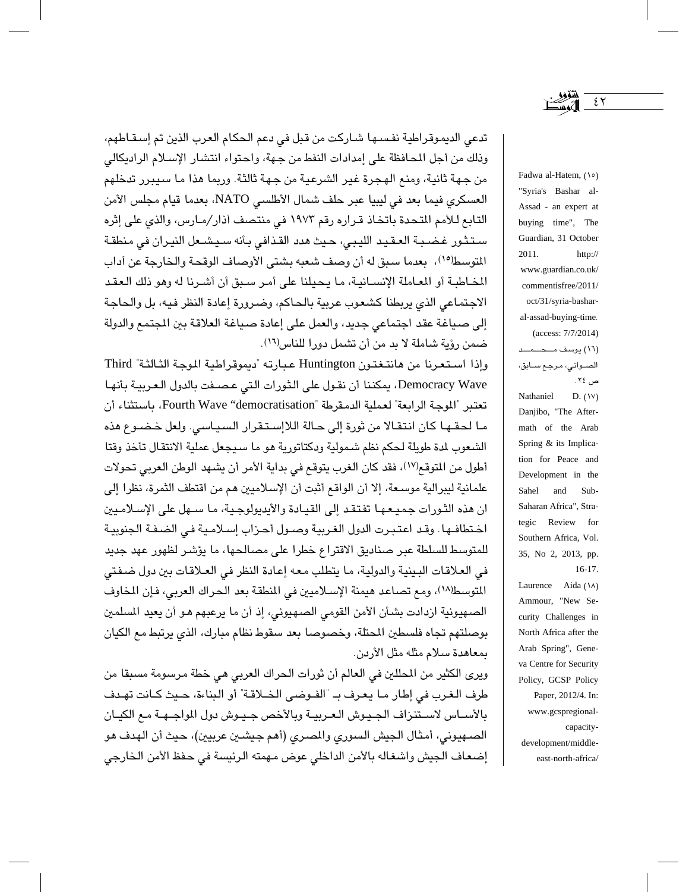تدعي الديموقراطية نفسها شاركت من قبل في دعم الحكام العرب الذين تم إسقاطهم، وذلك من أجل المحافظة على إمدادات النفط من جهة، واحتواء انتشار الإسلام الراديكالي من جهة ثانية، ومنع الهجرة غير الشرعية من جهة ثالثة. وربما هذا ما سيبرر تدخلهم العسكري فيما بعد في ليبيا عبر حلف شمال الأطلسي NATO، بعدما قيام مجلس الأمن التابع للأمم المتحدة باتخاذ قراره رقم ١٩٧٣ في منتصف آذار/مارس، والذي على إثره ستثور غضبة العقيد الليبي، حيث هدد القذافي بأنه سيشعل النيران في منطقة المتوسط[١٥]، بعدما سبق له أن وصف شعبه بشتى الأوصاف الوقحة والخارجة عن آداب المخاطبة أو المعاملة الإنسانية، ما يحيلنا على أمر سبق أن أشرنا له وهو ذلك العقد الاجتماعي الذي يربطنا كشعوب عربية بالحاكم، وضرورة إعادة النظر فيه، بل والحاجة إلى صياغة عقد اجتماعي جديد، والعمل على إعادة صياغة العلاقة بين المجتمع والدولة ضمن رؤية شاملة لا بد من أن تشمل دورا للناس[١٦].

وإذا استعرنا من هانتغتون Huntington عبارته "ديموقراطية الموجة الثالثة" Third Democracy Wave، يمكننا أن نقول على الثورات التي عصفت بالدول العربية بأنها تعتبر "الموجة الرابعة" لعملية الدمقرطة "Fourth Wave "democratisation، باستثناء أن ما لحقها كان انتقالا من ثورة إلى حالة اللاإستقرار السياسي. ولعل خضوع هذه الشعوب لمدة طويلة لحكم نظم شمولية ودكتاتورية هو ما سيجعل عملية الانتقال تأخذ وقتا أطول من المتوقع[١٧]، فقد كان الغرب يتوقع في بداية الأمر أن يشهد الوطن العربي تحولات علمانية ليبرالية موسعة، إلا أن الواقع أثبت أن الإسلاميين هم من اقتطف الثمرة، نظرا إلى ان هذه الثورات جميعها تفتقد إلى القيادة والأيديولوجية، ما سهل على الإسلاميين اختطافها. وقد اعتبرت الدول الغربية وصول أحزاب إسلامية في الضفة الجنوبية للمتوسط للسلطة عبر صناديق الاقتراع خطرا على مصالحها، ما يؤشر لظهور عهد جديد في العلاقات البينية والدولية، ما يتطلب معه إعادة النظر في العلاقات بين دول ضفتي المتوسط[١٨]، ومع تصاعد هيمنة الإسلاميين في المنطقة بعد الحراك العربي، فإن المخاوف الصهيونية ازدادت بشأن الأمن القومي الصهيوني، إذ أن ما يرعبهم هو أن يعيد المسلمين بوصلتهم تجاه فلسطين المحتلة، وخصوصا بعد سقوط نظام مبارك، الذي يرتبط مع الكيان بمعاهدة سلام مثله مثل الأردن.

ويرى الكثير من المحللين في العالم أن ثورات الحراك العربي هي خطة مرسومة مسبقا من طرف الغرب في إطار ما يعرف بـ "الفوضى الخلاقة" أو البناءة، حيث كانت تهدف بالأساس لاستنزاف الجيوش العربية وبالأخص جيوش دول المواجهة مع الكيان الصهيوني، أمثال الجيش السوري والمصري (أهم جيشين عربيين)، حيث أن الهدف هو إضعاف الجيش واشغاله بالأمن الداخلي عوض مهمته الرئيسة في حفظ الأمن الخارجي

---

(١٥) Fadwa al-Hatem, "Syria's Bashar al-Assad - an expert at buying time", The Guardian, 31 October 2011. http://www.guardian.co.uk/commentisfree/2011/oct/31/syria-bashar-al-assad-buying-time. (access: 7/7/2014)

(١٦) يوسف محمد الصواني، مرجع سابق، ص ٢٤.

(١٧) Nathaniel D. Danjibo, "The Aftermath of the Arab Spring & its Implication for Peace and Development in the Sahel and Sub-Saharan Africa", Strategic Review for Southern Africa, Vol. 35, No 2, 2013, pp. 16-17.

(١٨) Laurence Aida Ammour, "New Security Challenges in North Africa after the Arab Spring", Geneva Centre for Security Policy, GCSP Policy Paper, 2012/4. In: www.gcspregional-capacity-development/middle-east-north-africa/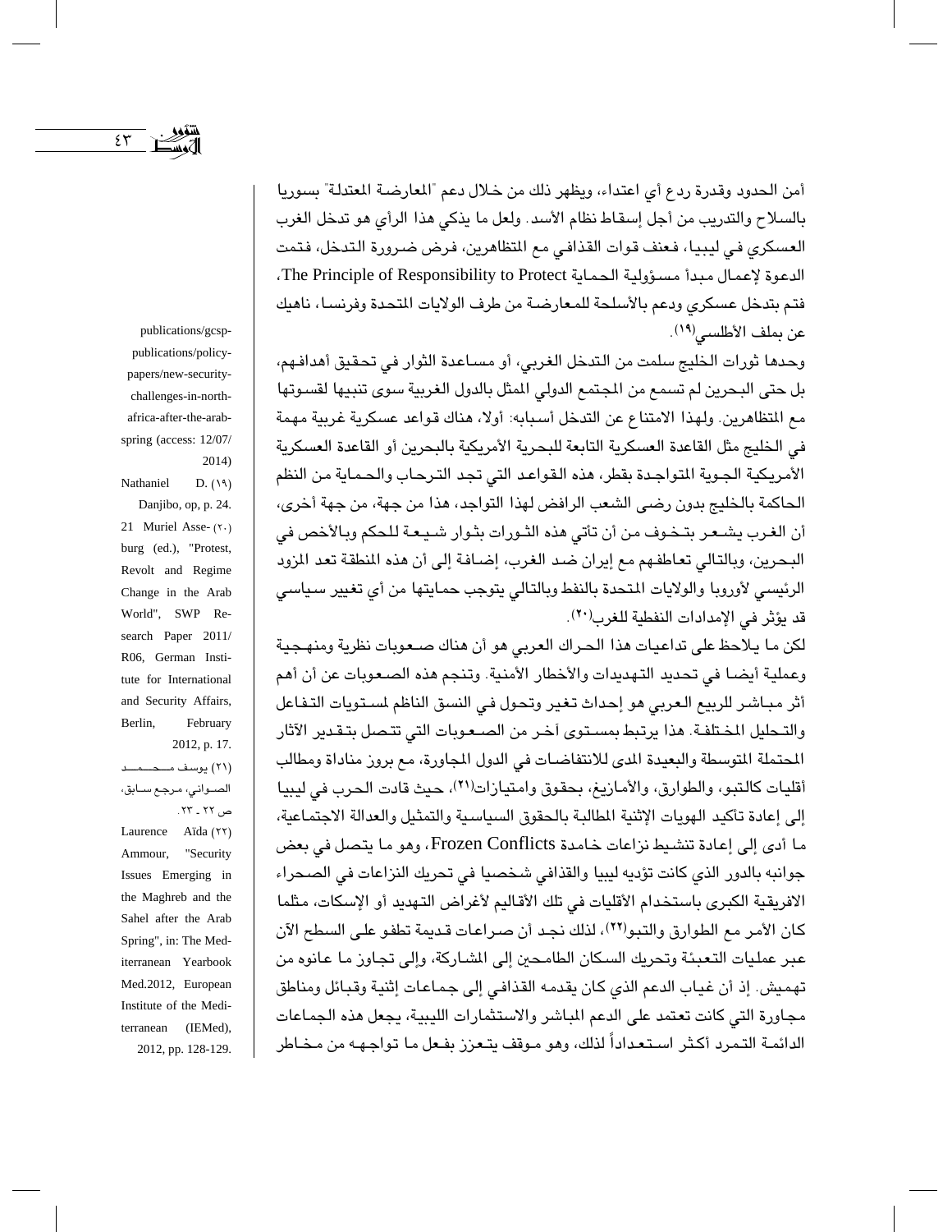أمن الحدود وقدرة ردع أي اعتداء، ويظهر ذلك من خلال دعم "المعارضة المعتدلة" بسوريا بالسلاح والتدريب من أجل إسقاط نظام الأسد. ولعل ما يذكي هذا الرأي هو تدخل الغرب العسكري في ليبيا، فعنف قوات القذافي مع المتظاهرين، فرض ضرورة التدخل، فتمت الدعوة لإعمال مبدأ مسؤولية الحماية The Principle of Responsibility to Protect، فتم بتدخل عسكري ودعم بالأسلحة للمعارضة من طرف الولايات المتحدة وفرنسا، ناهيك عن بملف الأطلسي(١٩).

وحدها ثورات الخليج سلمت من التدخل الغربي، أو مساعدة الثوار في تحقيق أهدافهم، بل حتى البحرين لم تسمع من المجتمع الدولي الممثل بالدول الغربية سوى تنبيها لقسوتها مع المتظاهرين. ولهذا الامتناع عن التدخل أسبابه: أولا، هناك قواعد عسكرية غربية مهمة في الخليج مثل القاعدة العسكرية التابعة للبحرية الأمريكية بالبحرين أو القاعدة العسكرية الأمريكية الجوية المتواجدة بقطر، هذه القواعد التي تجد الترحاب والحماية من النظم الحاكمة بالخليج بدون رضى الشعب الرافض لهذا التواجد، هذا من جهة، من جهة أخرى، أن الغرب يشعر بتخوف من أن تأتي هذه الثورات بثوار شيعة للحكم وبالأخص في البحرين، وبالتالي تعاطفهم مع إيران ضد الغرب، إضافة إلى أن هذه المنطقة تعد المزود الرئيسي لأوروبا والولايات المتحدة بالنفط وبالتالي يتوجب حمايتها من أي تغيير سياسي قد يؤثر في الإمدادات النفطية للغرب(٢٠).

لكن ما يلاحظ على تداعيات هذا الحراك العربي هو أن هناك صعوبات نظرية ومنهجية وعملية أيضا في تحديد التهديدات والأخطار الأمنية. وتنجم هذه الصعوبات عن أن أهم أثر مباشر للربيع العربي هو إحداث تغير وتحول في النسق الناظم لمستويات التفاعل والتحليل المختلفة. هذا يرتبط بمستوى آخر من الصعوبات التي تتصل بتقدير الآثار المحتملة المتوسطة والبعيدة المدى للانتفاضات في الدول المجاورة، مع بروز مناداة ومطالب أقليات كالتبو، والطوارق، والأمازيغ، بحقوق وامتيازات(٢١)، حيث قادت الحرب في ليبيا إلى إعادة تأكيد الهويات الإثنية المطالبة بالحقوق السياسية والتمثيل والعدالة الاجتماعية، ما أدى إلى إعادة تنشيط نزاعات خامدة Frozen Conflicts، وهو ما يتصل في بعض جوانبه بالدور الذي كانت تؤديه ليبيا والقذافي شخصيا في تحريك النزاعات في الصحراء الافريقية الكبرى باستخدام الأقليات في تلك الأقاليم لأغراض التهديد أو الإسكات، مثلما كان الأمر مع الطوارق والتبو(٢٢)، لذلك نجد أن صراعات قديمة تطفو على السطح الآن عبر عمليات التعبئة وتحريك السكان الطامحين إلى المشاركة، وإلى تجاوز ما عانوه من تهميش. إذ أن غياب الدعم الذي كان يقدمه القذافي إلى جماعات إثنية وقبائل ومناطق مجاورة التي كانت تعتمد على الدعم المباشر والاستثمارات الليبية، يجعل هذه الجماعات الدائمة التمرد أكثر استعداداً لذلك، وهو موقف يتعزز بفعل ما تواجهه من مخاطر

---

publications/gcsp-publications/policy-papers/new-security-challenges-in-north-africa-after-the-arab-spring (access: 12/07/2014)

(١٩) Nathaniel D. Danjibo, op, p. 24.

(٢٠) 21 Muriel Asseburg (ed.), "Protest, Revolt and Regime Change in the Arab World", SWP Research Paper 2011/R06, German Institute for International and Security Affairs, Berlin, February 2012, p. 17.

(٢١) يوسف محمد الصواني، مرجع سابق، ص ٢٢ ـ ٢٣.

(٢٢) Laurence Aïda Ammour, "Security Issues Emerging in the Maghreb and the Sahel after the Arab Spring", in: The Mediterranean Yearbook Med.2012, European Institute of the Mediterranean (IEMed), 2012, pp. 128-129.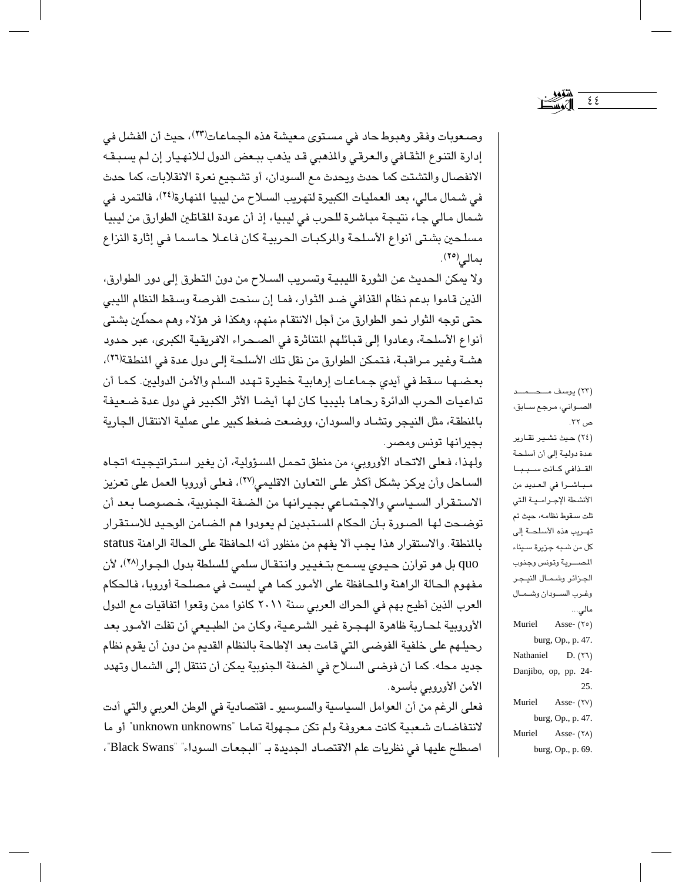وصعوبات وفقر وهبوط حاد في مستوى معيشة هذه الجماعات[٢٣]، حيث أن الفشل في إدارة التنوع الثقافي والعرقي والمذهبي قد يذهب ببعض الدول للانهيار إن لم يسبقه الانفصال والتشتت كما حدث ويحدث مع السودان، أو تشجيع نعرة الانقلابات، كما حدث في شمال مالي، بعد العمليات الكبيرة لتهريب السلاح من ليبيا المنهارة[٢٤]، فالتمرد في شمال مالي جاء نتيجة مباشرة للحرب في ليبيا، إذ أن عودة المقاتلين الطوارق من ليبيا مسلحين بشتى أنواع الأسلحة والمركبات الحربية كان فاعلا حاسما في إثارة النزاع بمالي[٢٥].

ولا يمكن الحديث عن الثورة الليبية وتسريب السلاح من دون التطرق إلى دور الطوارق، الذين قاموا بدعم نظام القذافي ضد الثوار، فما إن سنحت الفرصة وسقط النظام الليبي حتى توجه الثوار نحو الطوارق من أجل الانتقام منهم، وهكذا فر هؤلاء وهم محمّلين بشتى أنواع الأسلحة، وعادوا إلى قبائلهم المتناثرة في الصحراء الافريقية الكبرى، عبر حدود هشة وغير مراقبة، فتمكن الطوارق من نقل تلك الأسلحة إلى دول عدة في المنطقة[٢٦]، بعضها سقط في أيدي جماعات إرهابية خطيرة تهدد السلم والأمن الدوليين. كما أن تداعيات الحرب الدائرة رحاها بليبيا كان لها أيضا الأثر الكبير في دول عدة ضعيفة بالمنطقة، مثل النيجر وتشاد والسودان، ووضعت ضغط كبير على عملية الانتقال الجارية بجيرانها تونس ومصر.

ولهذا، فعلى الاتحاد الأوروبي، من منطق تحمل المسؤولية، أن يغير استراتيجيته اتجاه الساحل وأن يركز بشكل أكثر على التعاون الاقليمي[٢٧]، فعلى أوروبا العمل على تعزيز الاستقرار السياسي والاجتماعي بجيرانها من الضفة الجنوبية، خصوصا بعد أن توضحت لها الصورة بأن الحكام المستبدين لم يعودوا هم الضامن الوحيد للاستقرار بالمنطقة. والاستقرار هذا يجب ألا يفهم من منظور أنه المحافظة على الحالة الراهنة status quo بل هو توازن حيوي يسمح بتغيير وانتقال سلمي للسلطة بدول الجوار[٢٨]، لأن مفهوم الحالة الراهنة والمحافظة على الأمور كما هي ليست في مصلحة أوروبا، فالحكام العرب الذين أطيح بهم في الحراك العربي سنة ٢٠١١ كانوا ممن وقعوا اتفاقيات مع الدول الأوروبية لمحاربة ظاهرة الهجرة غير الشرعية، وكان من الطبيعي أن تفلت الأمور بعد رحيلهم على خلفية الفوضى التي قامت بعد الإطاحة بالنظام القديم من دون أن يقوم نظام جديد محله. كما أن فوضى السلاح في الضفة الجنوبية يمكن أن تنتقل إلى الشمال وتهدد الأمن الأوروبي بأسره.

فعلى الرغم من أن العوامل السياسية والسوسيو ـ اقتصادية في الوطن العربي والتي أدت لانتفاضات شعبية كانت معروفة ولم تكن مجهولة تماما "unknown unknowns" أو ما اصطلح عليها في نظريات علم الاقتصاد الجديدة بـ "البجعات السوداء" "Black Swans"،

---

(٢٣) يوسف محمد الصواني، مرجع سابق، ص ٣٢.

(٢٤) حيث تشير تقارير عدة دولية إلى أن أسلحة القذافي كانت سببا مباشرا في العديد من الأنشطة الإجرامية التي تلت سقوط نظامه، حيث تم تهريب هذه الأسلحة إلى كل من شبه جزيرة سيناء المصرية وتونس وجنوب الجزائر وشمال النيجر وغرب السودان وشمال مالي...

(٢٥) Muriel Asseburg, Op., p. 47.

(٢٦) Nathaniel D. Danjibo, op, pp. 24-25.

(٢٧) Muriel Asseburg, Op., p. 47.

(٢٨) Muriel Asseburg, Op., p. 69.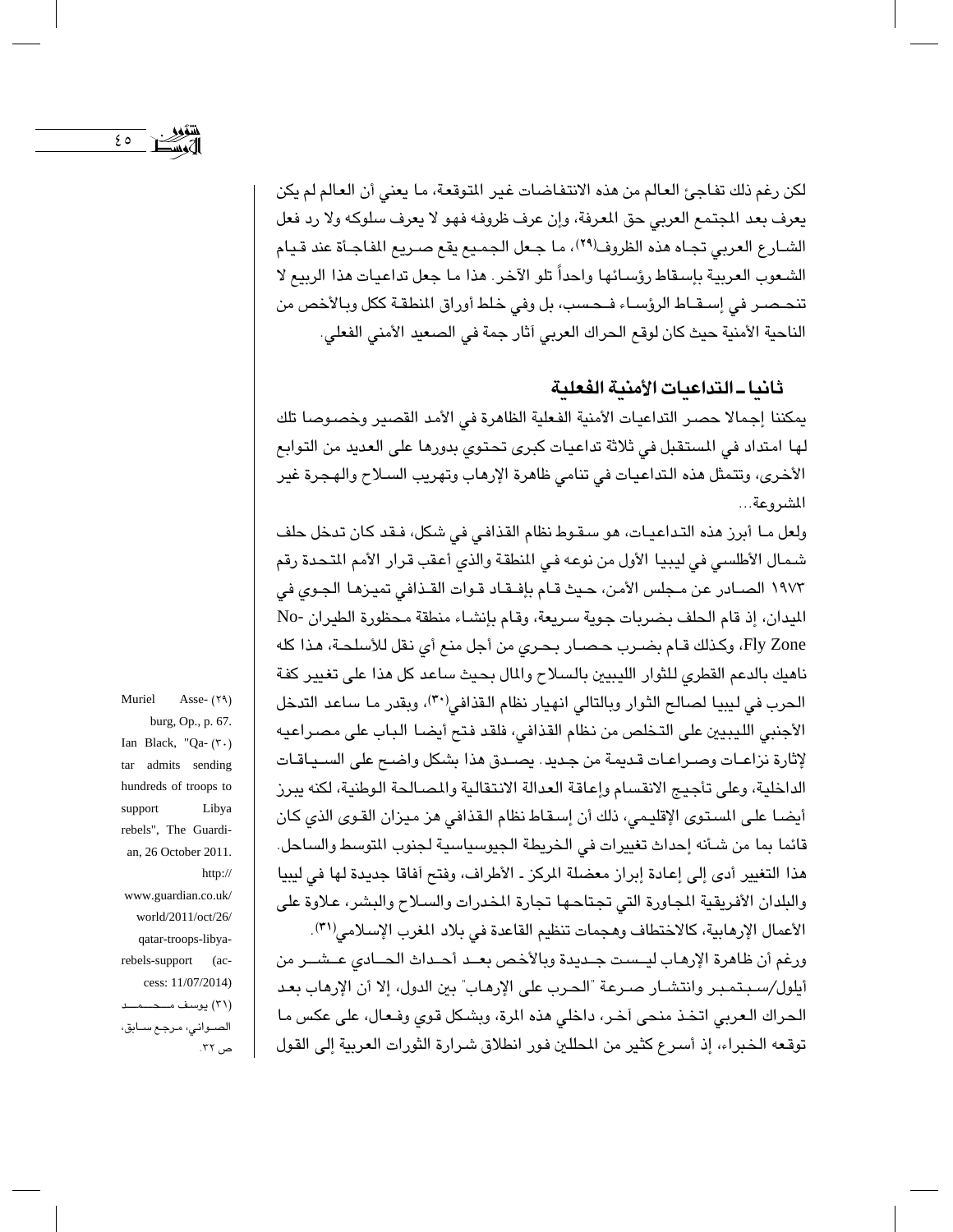لكن رغم ذلك تفاجئ العالم من هذه الانتفاضات غير المتوقعة، ما يعني أن العالم لم يكن يعرف بعد المجتمع العربي حق المعرفة، وإن عرف ظروفه فهو لا يعرف سلوكه ولا رد فعل الشارع العربي تجاه هذه الظروف(٢٩)، ما جعل الجميع يقع صريع المفاجأة عند قيام الشعوب العربية بإسقاط رؤسائها واحداً تلو الآخر. هذا ما جعل تداعيات هذا الربيع لا تنحصر في إسقاط الرؤساء فحسب، بل وفي خلط أوراق المنطقة ككل وبالأخص من الناحية الأمنية حيث كان لوقع الحراك العربي آثار جمة في الصعيد الأمني الفعلي.

## ثانيا ـ التداعيات الأمنية الفعلية

يمكننا إجمالا حصر التداعيات الأمنية الفعلية الظاهرة في الأمد القصير وخصوصا تلك لها امتداد في المستقبل في ثلاثة تداعيات كبرى تحتوي بدورها على العديد من التوابع الأخرى، وتتمثل هذه التداعيات في تنامي ظاهرة الإرهاب وتهريب السلاح والهجرة غير المشروعة...

ولعل ما أبرز هذه التداعيات، هو سقوط نظام القذافي في شكل، فقد كان تدخل حلف شمال الأطلسي في ليبيا الأول من نوعه في المنطقة والذي أعقب قرار الأمم المتحدة رقم ١٩٧٣ الصادر عن مجلس الأمن، حيث قام بإفقاد قوات القذافي تميزها الجوي في الميدان، إذ قام الحلف بضربات جوية سريعة، وقام بإنشاء منطقة محظورة الطيران No-Fly Zone، وكذلك قام بضرب حصار بحري من أجل منع أي نقل للأسلحة، هذا كله ناهيك بالدعم القطري للثوار الليبيين بالسلاح والمال بحيث ساعد كل هذا على تغيير كفة الحرب في ليبيا لصالح الثوار وبالتالي انهيار نظام القذافي(٣٠)، وبقدر ما ساعد التدخل الأجنبي الليبيين على التخلص من نظام القذافي، فلقد فتح أيضا الباب على مصراعيه لإثارة نزاعات وصراعات قديمة من جديد. يصدق هذا بشكل واضح على السياقات الداخلية، وعلى تأجيج الانقسام وإعاقة العدالة الانتقالية والمصالحة الوطنية، لكنه يبرز أيضا على المستوى الإقليمي، ذلك أن إسقاط نظام القذافي هز ميزان القوى الذي كان قائما بما من شأنه إحداث تغييرات في الخريطة الجيوسياسية لجنوب المتوسط والساحل. هذا التغيير أدى إلى إعادة إبراز معضلة المركز ـ الأطراف، وفتح آفاقا جديدة لها في ليبيا والبلدان الأفريقية المجاورة التي تجتاحها تجارة المخدرات والسلاح والبشر، علاوة على الأعمال الإرهابية، كالاختطاف وهجمات تنظيم القاعدة في بلاد المغرب الإسلامي(٣١).

ورغم أن ظاهرة الإرهاب ليست جديدة وبالأخص بعد أحداث الحادي عشر من أيلول/سبتمبر وانتشار صرعة "الحرب على الإرهاب" بين الدول، إلا أن الإرهاب بعد الحراك العربي اتخذ منحى آخر، داخلي هذه المرة، وبشكل قوي وفعال، على عكس ما توقعه الخبراء، إذ أسرع كثير من المحللين فور انطلاق شرارة الثورات العربية إلى القول

---

(٢٩) Muriel Asseburg, Op., p. 67.

(٣٠) Ian Black, "Qatar admits sending hundreds of troops to support Libya rebels", The Guardian, 26 October 2011. http://www.guardian.co.uk/world/2011/oct/26/qatar-troops-libya-rebels-support (access: 11/07/2014)

(٣١) يوسف محمد الصواني، مرجع سابق، ص ٣٢.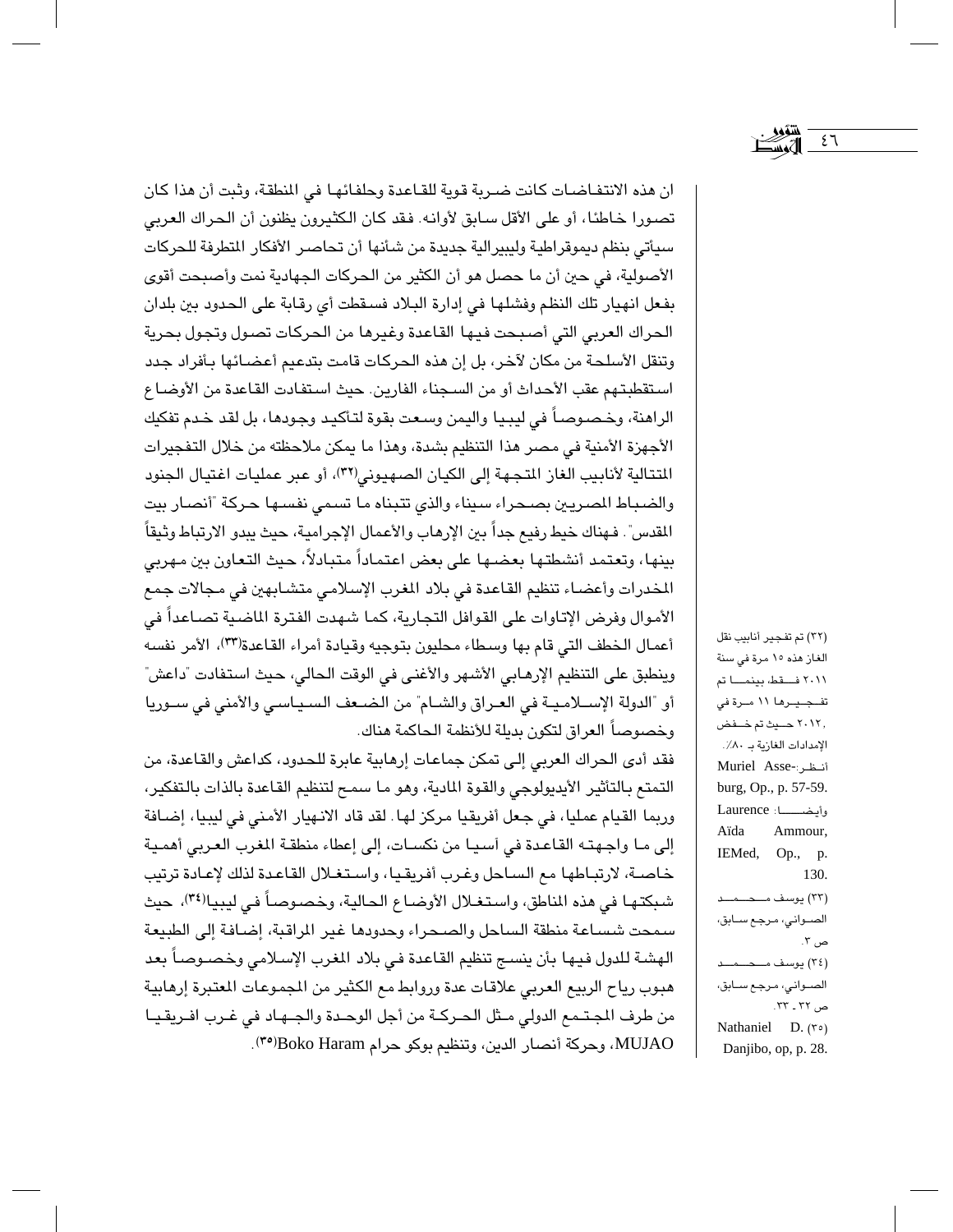ان هذه الانتفاضات كانت ضربة قوية للقاعدة وحلفائها في المنطقة، وثبت أن هذا كان تصورا خاطئا، أو على الأقل سابق لأوانه. فقد كان الكثيرون يظنون أن الحراك العربي سيأتي بنظم ديموقراطية وليبيرالية جديدة من شأنها أن تحاصر الأفكار المتطرفة للحركات الأصولية، في حين أن ما حصل هو أن الكثير من الحركات الجهادية نمت وأصبحت أقوى بفعل انهيار تلك النظم وفشلها في إدارة البلاد فسقطت أي رقابة على الحدود بين بلدان الحراك العربي التي أصبحت فيها القاعدة وغيرها من الحركات تصول وتجول بحرية وتنقل الأسلحة من مكان لآخر، بل إن هذه الحركات قامت بتدعيم أعضائها بأفراد جدد استقطبتهم عقب الأحداث أو من السجناء الفارين. حيث استفادت القاعدة من الأوضاع الراهنة، وخصوصاً في ليبيا واليمن وسعت بقوة لتأكيد وجودها، بل لقد خدم تفكيك الأجهزة الأمنية في مصر هذا التنظيم بشدة، وهذا ما يمكن ملاحظته من خلال التفجيرات المتتالية لأنابيب الغاز المتجهة إلى الكيان الصهيوني[٣٢]، أو عبر عمليات اغتيال الجنود والضباط المصريين بصحراء سيناء والذي تتبناه ما تسمي نفسها حركة "أنصار بيت المقدس". فهناك خيط رفيع جداً بين الإرهاب والأعمال الإجرامية، حيث يبدو الارتباط وثيقاً بينها، وتعتمد أنشطتها بعضها على بعض اعتماداً متبادلاً، حيث التعاون بين مهربي المخدرات وأعضاء تنظيم القاعدة في بلاد المغرب الإسلامي متشابهين في مجالات جمع الأموال وفرض الإتاوات على القوافل التجارية، كما شهدت الفترة الماضية تصاعداً في أعمال الخطف التي قام بها وسطاء محليون بتوجيه وقيادة أمراء القاعدة[٣٣]، الأمر نفسه وينطبق على التنظيم الإرهابي الأشهر والأغنى في الوقت الحالي، حيث استفادت "داعش" أو "الدولة الإسلامية في العراق والشام" من الضعف السياسي والأمني في سوريا وخصوصاً العراق لتكون بديلة للأنظمة الحاكمة هناك.

فقد أدى الحراك العربي إلى تمكن جماعات إرهابية عابرة للحدود، كداعش والقاعدة، من التمتع بالتأثير الأيديولوجي والقوة المادية، وهو ما سمح لتنظيم القاعدة بالذات بالتفكير، وربما القيام عمليا، في جعل أفريقيا مركز لها. لقد قاد الانهيار الأمني في ليبيا، إضافة إلى ما واجهته القاعدة في آسيا من نكسات، إلى إعطاء منطقة المغرب العربي أهمية خاصة، لارتباطها مع الساحل وغرب أفريقيا، واستغلال القاعدة لذلك لإعادة ترتيب شبكتها في هذه المناطق، واستغلال الأوضاع الحالية، وخصوصاً في ليبيا[٣٤]، حيث سمحت شساعة منطقة الساحل والصحراء وحدودها غير المراقبة، إضافة إلى الطبيعة الهشة للدول فيها بأن ينسج تنظيم القاعدة في بلاد المغرب الإسلامي وخصوصاً بعد هبوب رياح الربيع العربي علاقات عدة وروابط مع الكثير من المجموعات المعتبرة إرهابية من طرف المجتمع الدولي مثل الحركة من أجل الوحدة والجهاد في غرب افريقيا MUJAO، وحركة أنصار الدين، وتنظيم بوكو حرام Boko Haram[٣٥].

(٣٢) تم تفجير أنابيب نقل الغاز هذه ١٥ مرة في سنة ٢٠١١ فقط، بينما تم تفجيرها ١١ مرة في ٢٠١٢، حيث تم خفض الإمدادات الغازية بـ ٨٠٪. أنظر:- Muriel Asseburg, Op., p. 57-59. وأيضا: Laurence Aïda Ammour, IEMed, Op., p. 130.

(٣٣) يوسف محمد الصواني، مرجع سابق، ص ٣.

(٣٤) يوسف محمد الصواني، مرجع سابق، ص ٣٢ - ٣٣.

(٣٥) Nathaniel D. Danjibo, op, p. 28.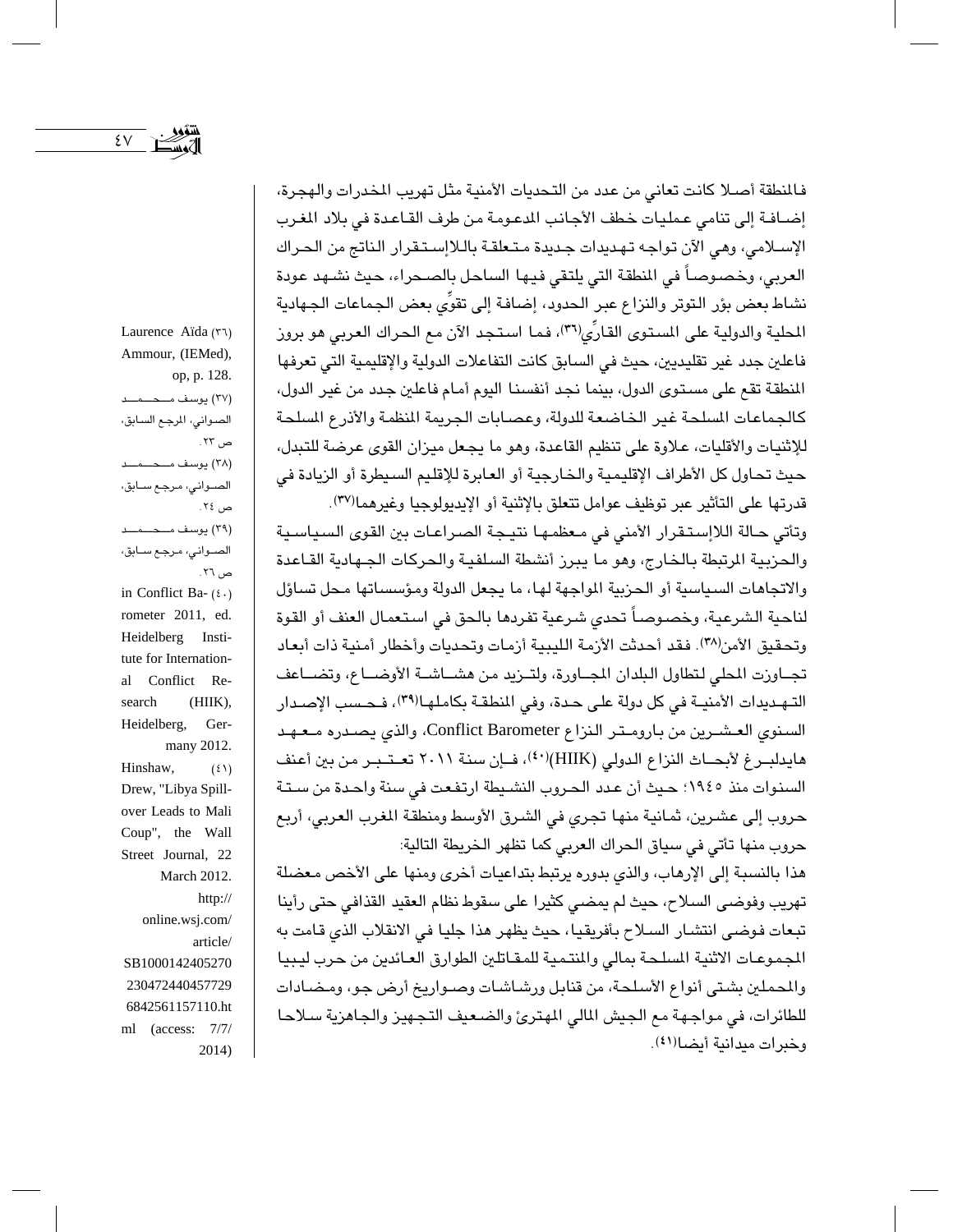فالمنطقة أصلا كانت تعاني من عدد من التحديات الأمنية مثل تهريب المخدرات والهجرة، إضافة إلى تنامي عمليات خطف الأجانب المدعومة من طرف القاعدة في بلاد المغرب الإسلامي، وهي الآن تواجه تهديدات جديدة متعلقة باللاإستقرار الناتج من الحراك العربي، وخصوصاً في المنطقة التي يلتقي فيها الساحل بالصحراء، حيث نشهد عودة نشاط بعض بؤر التوتر والنزاع عبر الحدود، إضافة إلى تقوِّي بعض الجماعات الجهادية المحلية والدولية على المستوى القارِّي[٣٦]، فما استجد الآن مع الحراك العربي هو بروز فاعلين جدد غير تقليديين، حيث في السابق كانت التفاعلات الدولية والإقليمية التي تعرفها المنطقة تقع على مستوى الدول، بينما نجد أنفسنا اليوم أمام فاعلين جدد من غير الدول، كالجماعات المسلحة غير الخاضعة للدولة، وعصابات الجريمة المنظمة والأذرع المسلحة للإثنيات والأقليات، علاوة على تنظيم القاعدة، وهو ما يجعل ميزان القوى عرضة للتبدل، حيث تحاول كل الأطراف الإقليمية والخارجية أو العابرة للإقليم السيطرة أو الزيادة في قدرتها على التأثير عبر توظيف عوامل تتعلق بالإثنية أو الإيديولوجيا وغيرهما[٣٧].

وتأتي حالة اللاإستقرار الأمني في معظمها نتيجة الصراعات بين القوى السياسية والحزبية المرتبطة بالخارج، وهو ما يبرز أنشطة السلفية والحركات الجهادية القاعدة والاتجاهات السياسية أو الحزبية المواجهة لها، ما يجعل الدولة ومؤسساتها محل تساؤل لناحية الشرعية، وخصوصاً تحدي شرعية تفردها بالحق في استعمال العنف أو القوة وتحقيق الأمن[٣٨]. فقد أحدثت الأزمة الليبية أزمات وتحديات وأخطار أمنية ذات أبعاد تجاوزت المحلي لتطاول البلدان المجاورة، ولتزيد من هشاشة الأوضاع، وتضاعف التهديدات الأمنية في كل دولة على حدة، وفي المنطقة بكاملها[٣٩]، فحسب الإصدار السنوي العشرين من بارومتر النزاع Conflict Barometer، والذي يصدره معهد هايدلبرغ لأبحاث النزاع الدولي (HIIK)[٤٠]، فإن سنة ٢٠١١ تعتبر من بين أعنف السنوات منذ ١٩٤٥؛ حيث أن عدد الحروب النشيطة ارتفعت في سنة واحدة من ستة حروب إلى عشرين، ثمانية منها تجري في الشرق الأوسط ومنطقة المغرب العربي، أربع حروب منها تأتي في سياق الحراك العربي كما تظهر الخريطة التالية:

هذا بالنسبة إلى الإرهاب، والذي بدوره يرتبط بتداعيات أخرى ومنها على الأخص معضلة تهريب وفوضى السلاح، حيث لم يمضي كثيرا على سقوط نظام العقيد القذافي حتى رأينا تبعات فوضى انتشار السلاح بأفريقيا، حيث يظهر هذا جليا في الانقلاب الذي قامت به المجموعات الاثنية المسلحة بمالي والمنتمية للمقاتلين الطوارق العائدين من حرب ليبيا والمحملين بشتى أنواع الأسلحة، من قنابل ورشاشات وصواريخ أرض جو، ومضادات للطائرات، في مواجهة مع الجيش المالي المهترئ والضعيف التجهيز والجاهزية سلاحا وخبرات ميدانية أيضا[٤١].

---

(٣٦) Laurence Aïda Ammour, (IEMed), op, p. 128.

(٣٧) يوسف محمد الصواني، المرجع السابق، ص ٢٣.

(٣٨) يوسف محمد الصواني، مرجع سابق، ص ٢٤.

(٣٩) يوسف محمد الصواني، مرجع سابق، ص ٢٦.

(٤٠) in Conflict Barometer 2011, ed. Heidelberg Institute for International Conflict Research (HIIK), Heidelberg, Germany 2012.

(٤١) Hinshaw, Drew, "Libya Spillover Leads to Mali Coup", the Wall Street Journal, 22 March 2012. http://online.wsj.com/article/SB1000142405270230472440457729 6842561157110.html (access: 7/7/2014)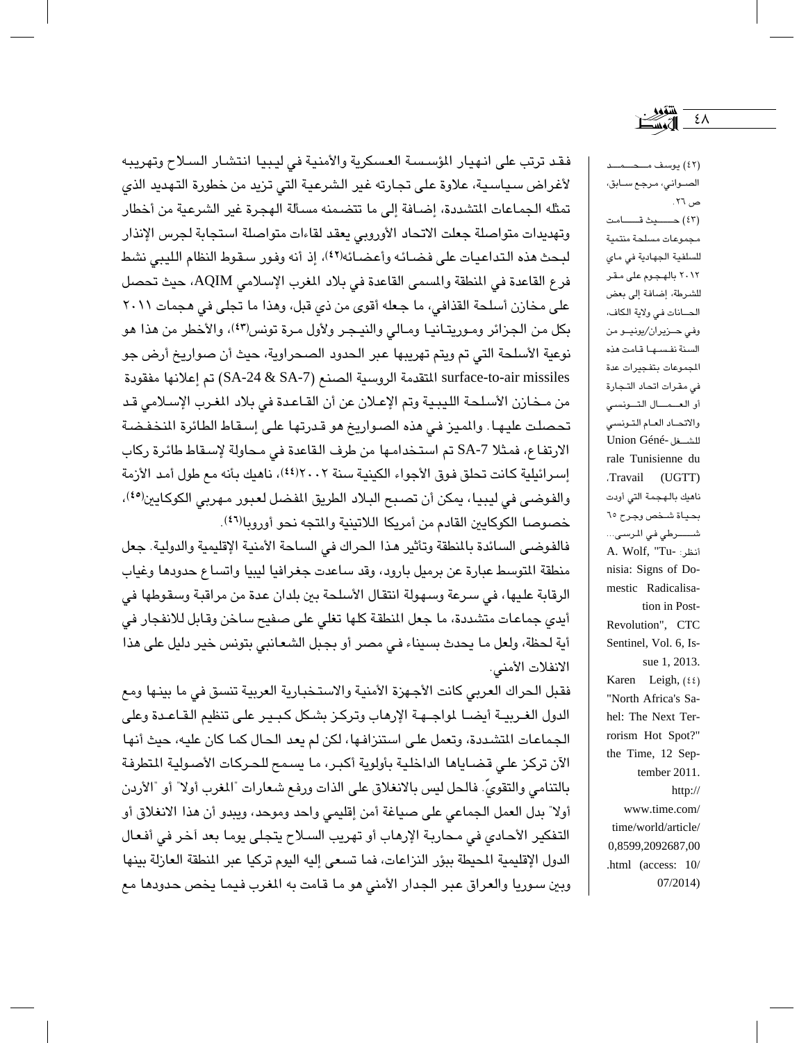فقد ترتب على انهيار المؤسسة العسكرية والأمنية في ليبيا انتشار السلاح وتهريبه لأغراض سياسية، علاوة على تجارته غير الشرعية التي تزيد من خطورة التهديد الذي تمثله الجماعات المتشددة، إضافة إلى ما تتضمنه مسألة الهجرة غير الشرعية من أخطار وتهديدات متواصلة جعلت الاتحاد الأوروبي يعقد لقاءات متواصلة استجابة لجرس الإنذار لبحث هذه التداعيات على فضائه وأعضائه(٤٢)، إذ أنه وفور سقوط النظام الليبي نشط فرع القاعدة في المنطقة والمسمى القاعدة في بلاد المغرب الإسلامي AQIM، حيث تحصل على مخازن أسلحة القذافي، ما جعله أقوى من ذي قبل، وهذا ما تجلى في هجمات ٢٠١١ بكل من الجزائر وموريتانيا ومالي والنيجر ولأول مرة تونس(٤٣)، والأخطر من هذا هو نوعية الأسلحة التي تم ويتم تهريبها عبر الحدود الصحراوية، حيث أن صواريخ أرض جو surface-to-air missiles المتقدمة الروسية الصنع (SA-24 & SA-7) تم إعلانها مفقودة من مخازن الأسلحة الليبية وتم الإعلان عن أن القاعدة في بلاد المغرب الإسلامي قد تحصلت عليها. والمميز في هذه الصواريخ هو قدرتها على إسقاط الطائرة المنخفضة الارتفاع، فمثلا SA-7 تم استخدامها من طرف القاعدة في محاولة لإسقاط طائرة ركاب إسرائيلية كانت تحلق فوق الأجواء الكينية سنة ٢٠٠٢(٤٤)، ناهيك بأنه مع طول أمد الأزمة والفوضى في ليبيا، يمكن أن تصبح البلاد الطريق المفضل لعبور مهربي الكوكايين(٤٥)، خصوصا الكوكايين القادم من أمريكا اللاتينية والمتجه نحو أوروبا(٤٦).

فالفوضى السائدة بالمنطقة وتأثير هذا الحراك في الساحة الأمنية الإقليمية والدولية. جعل منطقة المتوسط عبارة عن برميل بارود، وقد ساعدت جغرافيا ليبيا واتساع حدودها وغياب الرقابة عليها، في سرعة وسهولة انتقال الأسلحة بين بلدان عدة من مراقبة وسقوطها في أيدي جماعات متشددة، ما جعل المنطقة كلها تغلي على صفيح ساخن وقابل للانفجار في أية لحظة، ولعل ما يحدث بسيناء في مصر أو بجبل الشعانبي بتونس خير دليل على هذا الانفلات الأمني.

فقبل الحراك العربي كانت الأجهزة الأمنية والاستخبارية العربية تنسق في ما بينها ومع الدول الغربية أيضا لمواجهة الإرهاب وتركز بشكل كبير على تنظيم القاعدة وعلى الجماعات المتشددة، وتعمل على استنزافها، لكن لم يعد الحال كما كان عليه، حيث أنها الآن تركز على قضاياها الداخلية بأولوية أكبر، ما يسمح للحركات الأصولية المتطرفة بالتنامي والتقوّي. فالحل ليس بالانغلاق على الذات ورفع شعارات "المغرب أولاً" أو "الأردن أولاً" بدل العمل الجماعي على صياغة أمن إقليمي واحد وموحد، ويبدو أن هذا الانغلاق أو التفكير الأحادي في محاربة الإرهاب أو تهريب السلاح يتجلى يوما بعد آخر في أفعال الدول الإقليمية المحيطة ببؤر النزاعات، فما تسعى إليه اليوم تركيا عبر المنطقة العازلة بينها وبين سوريا والعراق عبر الجدار الأمني هو ما قامت به المغرب فيما يخص حدودها مع

---

(٤٢) يوسف محمد الصواني، مرجع سابق، ص ٢٦.

(٤٣) حيث قامت مجموعات مسلحة منتمية للسلفية الجهادية في ماي ٢٠١٢ بالهجوم على مقر للشرطة، إضافة إلى بعض الحانات في ولاية الكاف، وفي حزيران/يونيو من السنة نفسها قامت هذه المجموعات بتفجيرات عدة في مقرات اتحاد التجارة أو العمال التونسي والاتحاد العام التونسي للشغل Union Générale Tunisienne du Travail (UGTT)، ناهيك بالهجمة التي أودت بحياة شخص وجرح ٦٥ شرطي في المرسى... أنظر: A. Wolf, "Tunisia: Signs of Domestic Radicalisation in Post-Revolution", CTC Sentinel, Vol. 6, Issue 1, 2013.

(٤٤) Karen Leigh, "North Africa's Sahel: The Next Terrorism Hot Spot?" the Time, 12 September 2011. http://www.time.com/time/world/article/0,8599,2092687,00.html (access: 10/07/2014)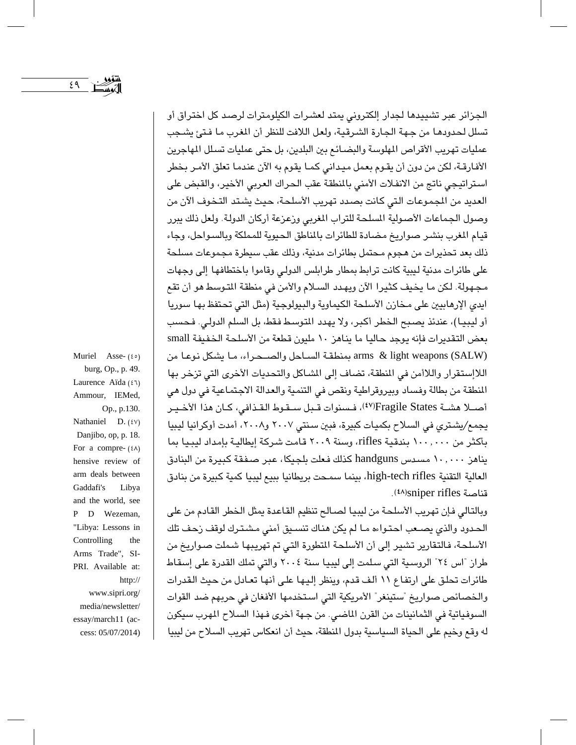الجزائر عبر تشييدها لجدار إلكتروني يمتد لعشرات الكيلومترات لرصد كل اختراق أو تسلل لحدودها من جهة الجارة الشرقية، ولعل اللافت للنظر أن المغرب ما فتئ يشجب عمليات تهريب الأقراص المهلوسة والبضائع بين البلدين، بل حتى عمليات تسلل المهاجرين الأفارقة، لكن من دون أن يقوم بعمل ميداني كما يقوم به الآن عندما تعلق الأمر بخطر استراتيجي ناتج من الانفلات الأمني بالمنطقة عقب الحراك العربي الأخير، والقبض على العديد من المجموعات التي كانت بصدد تهريب الأسلحة، حيث يشتد التخوف الآن من وصول الجماعات الأصولية المسلحة للتراب المغربي وزعزعة أركان الدولة. ولعل ذلك يبرر قيام المغرب بنشر صواريخ مضادة للطائرات بالمناطق الحيوية للمملكة وبالسواحل، وجاء ذلك بعد تحذيرات من هجوم محتمل بطائرات مدنية، وذلك عقب سيطرة مجموعات مسلحة على طائرات مدنية ليبية كانت ترابط بمطار طرابلس الدولي وقاموا باختطافها إلى وجهات مجهولة. لكن ما يخيف كثيرا الآن ويهدد السلام والأمن في منطقة المتوسط هو أن تقع ايدي الإرهابيين على مخازن الأسلحة الكيماوية والبيولوجية (مثل التي تحتفظ بها سوريا أو ليبيا)، عندئذ يصبح الخطر أكبر، ولا يهدد المتوسط فقط، بل السلم الدولي. فحسب بعض التقديرات فإنه يوجد حاليا ما يناهز ١٠ مليون قطعة من الأسلحة الخفيفة small arms & light weapons (SALW) بمنطقة الساحل والصحراء، ما يشكل نوعا من اللاإستقرار واللاأمن في المنطقة، تضاف إلى المشاكل والتحديات الأخرى التي تزخر بها المنطقة من بطالة وفساد وبيروقراطية ونقص في التنمية والعدالة الاجتماعية في دول هي أصلا هشة Fragile States[٤٧]، فسنوات قبل سقوط القذافي، كان هذا الأخير يجمع/يشتري في السلاح بكميات كبيرة، فبين سنتي ٢٠٠٧ و٢٠٠٨، أمدت أوكرانيا ليبيا بأكثر من ١٠٠,٠٠٠ بندقية rifles، وسنة ٢٠٠٩ قامت شركة إيطالية بإمداد ليبيا بما يناهز ١٠,٠٠٠ مسدس handguns كذلك فعلت بلجيكا، عبر صفقة كبيرة من البنادق العالية التقنية high-tech rifles، بينما سمحت بريطانيا ببيع ليبيا كمية كبيرة من بنادق قناصة sniper rifles[٤٨].

وبالتالي فإن تهريب الأسلحة من ليبيا لصالح تنظيم القاعدة يمثل الخطر القادم من على الحدود والذي يصعب احتواءه ما لم يكن هناك تنسيق أمني مشترك لوقف زحف تلك الأسلحة، فالتقارير تشير إلى أن الأسلحة المتطورة التي تم تهريبها شملت صواريخ من طراز "اس ٢٤" الروسية التي سلمت إلى ليبيا سنة ٢٠٠٤ والتي تملك القدرة على إسقاط طائرات تحلق على ارتفاع ١١ ألف قدم، وينظر إليها على أنها تعادل من حيث القدرات والخصائص صواريخ "ستينغر" الأمريكية التي استخدمها الأفغان في حربهم ضد القوات السوفياتية في الثمانينات من القرن الماضي. من جهة أخرى فهذا السلاح المهرب سيكون له وقع وخيم على الحياة السياسية بدول المنطقة، حيث أن انعكاس تهريب السلاح من ليبيا

(٤٥) Muriel Asseburg, Op., p. 49.

(٤٦) Laurence Aïda Ammour, IEMed, Op., p.130.

(٤٧) Nathaniel D. Danjibo, op, p. 18.

(٤٨) For a comprehensive review of arm deals between Gaddafi's Libya and the world, see P D Wezeman, "Libya: Lessons in Controlling the Arms Trade", SIPRI. Available at: http://www.sipri.org/media/newsletter/essay/march11 (access: 05/07/2014)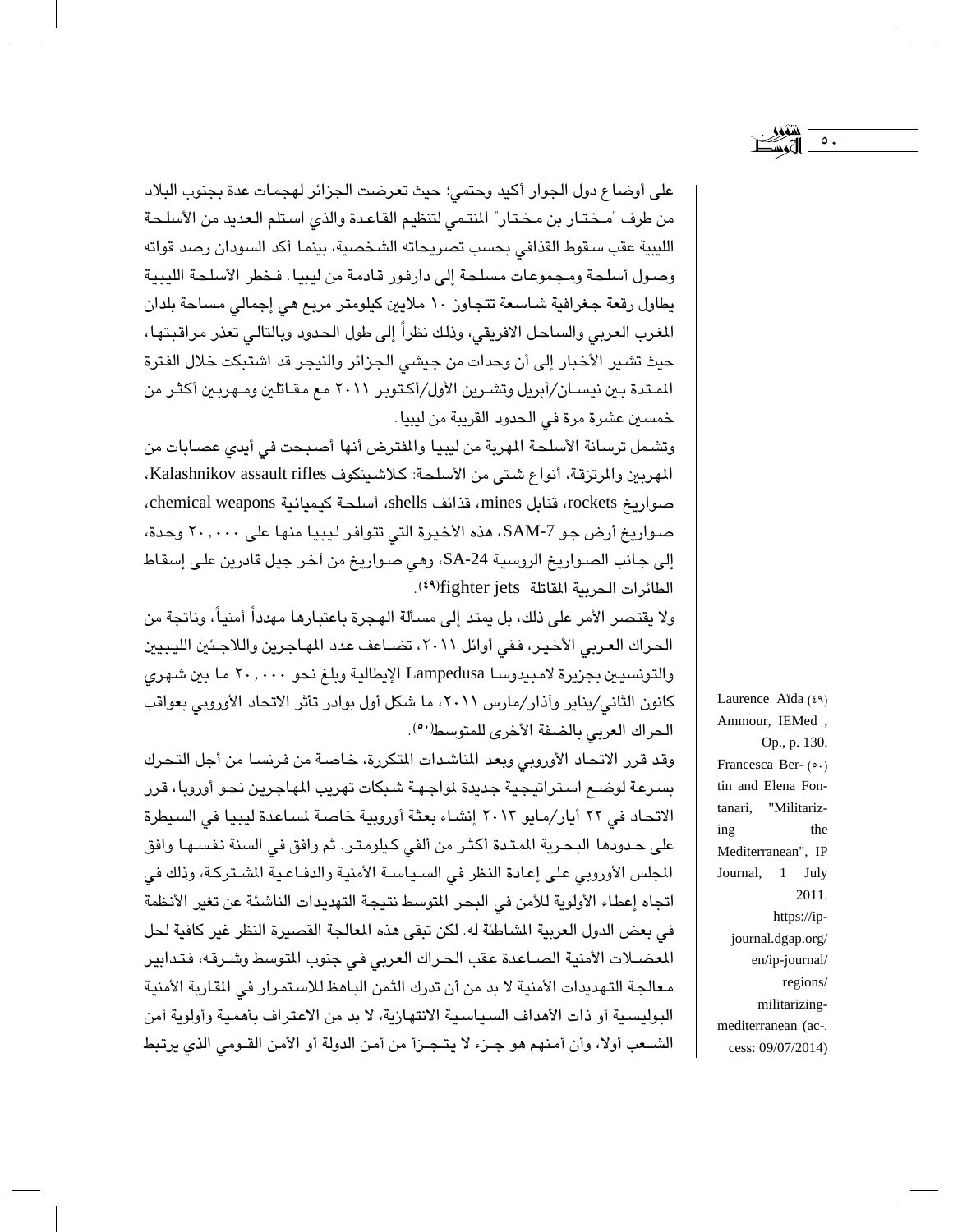على أوضاع دول الجوار أكيد وحتمي؛ حيث تعرضت الجزائر لهجمات عدة بجنوب البلاد من طرف "مختار بن مختار" المنتمي لتنظيم القاعدة والذي استلم العديد من الأسلحة الليبية عقب سقوط القذافي بحسب تصريحاته الشخصية، بينما أكد السودان رصد قواته وصول أسلحة ومجموعات مسلحة إلى دارفور قادمة من ليبيا. فخطر الأسلحة الليبية يطاول رقعة جغرافية شاسعة تتجاوز ١٠ ملايين كيلومتر مربع هي إجمالي مساحة بلدان المغرب العربي والساحل الافريقي، وذلك نظراً إلى طول الحدود وبالتالي تعذر مراقبتها، حيث تشير الأخبار إلى أن وحدات من جيشي الجزائر والنيجر قد اشتبكت خلال الفترة الممتدة بين نيسان/أبريل وتشرين الأول/أكتوبر ٢٠١١ مع مقاتلين ومهربين أكثر من خمسين عشرة مرة في الحدود القريبة من ليبيا.

وتشمل ترسانة الأسلحة المهربة من ليبيا والمفترض أنها أصبحت في أيدي عصابات من المهربين والمرتزقة، أنواع شتى من الأسلحة: كلاشينكوف Kalashnikov assault rifles، صواريخ rockets، قنابل mines، قذائف shells، أسلحة كيميائية chemical weapons، صواريخ أرض جو SAM-7، هذه الأخيرة التي تتوافر ليبيا منها على ٢٠,٠٠٠ وحدة، إلى جانب الصواريخ الروسية SA-24، وهي صواريخ من آخر جيل قادرين على إسقاط الطائرات الحربية المقاتلة fighter jets[٤٩].

ولا يقتصر الأمر على ذلك، بل يمتد إلى مسألة الهجرة باعتبارها مهدداً أمنياً، وناتجة من الحراك العربي الأخير، ففي أوائل ٢٠١١، تضاعف عدد المهاجرين واللاجئين الليبيين والتونسيين بجزيرة لامبيدوسا Lampedusa الإيطالية وبلغ نحو ٢٠,٠٠٠ ما بين شهري كانون الثاني/يناير وآذار/مارس ٢٠١١، ما شكل أول بوادر تأثر الاتحاد الأوروبي بعواقب الحراك العربي بالضفة الأخرى للمتوسط[٥٠].

وقد قرر الاتحاد الأوروبي وبعد المناشدات المتكررة، خاصة من فرنسا من أجل التحرك بسرعة لوضع استراتيجية جديدة لمواجهة شبكات تهريب المهاجرين نحو أوروبا، قرر الاتحاد في ٢٢ أيار/مايو ٢٠١٣ إنشاء بعثة أوروبية خاصة لمساعدة ليبيا في السيطرة على حدودها البحرية الممتدة أكثر من ألفي كيلومتر. ثم وافق في السنة نفسها وافق المجلس الأوروبي على إعادة النظر في السياسة الأمنية والدفاعية المشتركة، وذلك في اتجاه إعطاء الأولوية للأمن في البحر المتوسط نتيجة التهديدات الناشئة عن تغير الأنظمة في بعض الدول العربية المشاطئة له. لكن تبقى هذه المعالجة القصيرة النظر غير كافية لحل المعضلات الأمنية الصاعدة عقب الحراك العربي في جنوب المتوسط وشرقه، فتدابير معالجة التهديدات الأمنية لا بد من أن تدرك الثمن الباهظ للاستمرار في المقاربة الأمنية البوليسية أو ذات الأهداف السياسية الانتهازية، لا بد من الاعتراف بأهمية وأولوية أمن الشعب أولاً، وأن أمنهم هو جزء لا يتجزأ من أمن الدولة أو الأمن القومي الذي يرتبط

---

(٤٩) Laurence Aïda Ammour, IEMed, Op., p. 130.

(٥٠) Francesca Bertin and Elena Fontanari, "Militarizing the Mediterranean", IP Journal, 1 July 2011. https://ip-journal.dgap.org/en/ip-journal/regions/militarizing-mediterranean (access: 09/07/2014)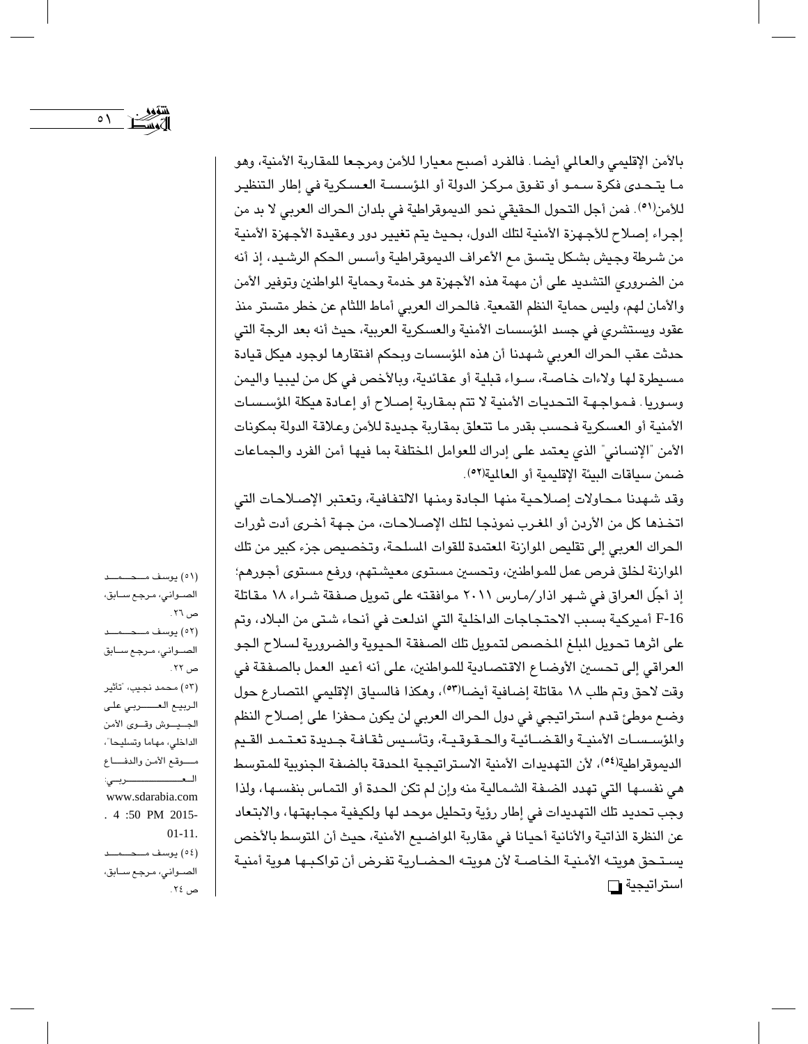بالأمن الإقليمي والعالمي أيضا. فالفرد أصبح معيارا للأمن ومرجعا للمقاربة الأمنية، وهو ما يتحدى فكرة سمو أو تفوق مركز الدولة أو المؤسسة العسكرية في إطار التنظير للأمن[٥١]. فمن أجل التحول الحقيقي نحو الديموقراطية في بلدان الحراك العربي لا بد من إجراء إصلاح للأجهزة الأمنية لتلك الدول، بحيث يتم تغيير دور وعقيدة الأجهزة الأمنية من شرطة وجيش بشكل يتسق مع الأعراف الديموقراطية وأسس الحكم الرشيد، إذ أنه من الضروري التشديد على أن مهمة هذه الأجهزة هو خدمة وحماية المواطنين وتوفير الأمن والأمان لهم، وليس حماية النظم القمعية. فالحراك العربي أماط اللثام عن خطر متستر منذ عقود ويستشري في جسد المؤسسات الأمنية والعسكرية العربية، حيث أنه بعد الرجة التي حدثت عقب الحراك العربي شهدنا أن هذه المؤسسات وبحكم افتقارها لوجود هيكل قيادة مسيطرة لها ولاءات خاصة، سواء قبلية أو عقائدية، وبالأخص في كل من ليبيا واليمن وسوريا. فمواجهة التحديات الأمنية لا تتم بمقاربة إصلاح أو إعادة هيكلة المؤسسات الأمنية أو العسكرية فحسب بقدر ما تتعلق بمقاربة جديدة للأمن وعلاقة الدولة بمكونات الأمن "الإنساني" الذي يعتمد على إدراك للعوامل المختلفة بما فيها أمن الفرد والجماعات ضمن سياقات البيئة الإقليمية أو العالمية[٥٢].

وقد شهدنا محاولات إصلاحية منها الجادة ومنها الالتفافية، وتعتبر الإصلاحات التي اتخذها كل من الأردن أو المغرب نموذجا لتلك الإصلاحات، من جهة أخرى أدت ثورات الحراك العربي إلى تقليص الموازنة المعتمدة للقوات المسلحة، وتخصيص جزء كبير من تلك الموازنة لخلق فرص عمل للمواطنين، وتحسين مستوى معيشتهم، ورفع مستوى أجورهم؛ إذ أجّل العراق في شهر اذار/مارس ٢٠١١ موافقته على تمويل صفقة شراء ١٨ مقاتلة F-16 أميركية بسبب الاحتجاجات الداخلية التي اندلعت في أنحاء شتى من البلاد، وتم على اثرها تحويل المبلغ المخصص لتمويل تلك الصفقة الحيوية والضرورية لسلاح الجو العراقي إلى تحسين الأوضاع الاقتصادية للمواطنين، على أنه أعيد العمل بالصفقة في وقت لاحق وتم طلب ١٨ مقاتلة إضافية أيضا[٥٣]، وهكذا فالسياق الإقليمي المتصارع حول وضع موطئ قدم استراتيجي في دول الحراك العربي لن يكون محفزا على إصلاح النظم والمؤسسات الأمنية والقضائية والحقوقية، وتأسيس ثقافة جديدة تعتمد القيم الديموقراطية[٥٤]، لأن التهديدات الأمنية الاستراتيجية المحدقة بالضفة الجنوبية للمتوسط هي نفسها التي تهدد الضفة الشمالية منه وإن لم تكن الحدة أو التماس بنفسها، ولذا وجب تحديد تلك التهديدات في إطار رؤية وتحليل موحد لها ولكيفية مجابهتها، والابتعاد عن النظرة الذاتية والأنانية أحيانا في مقاربة المواضيع الأمنية، حيث أن المتوسط بالأخص يستحق هويته الأمنية الخاصة لأن هويته الحضارية تفرض أن تواكبها هوية أمنية استراتيجية ■

(٥١) يوسف محمد الصواني، مرجع سابق، ص ٢٦.

(٥٢) يوسف محمد الصواني، مرجع سابق ص ٢٢.

(٥٣) محمد نجيب، "تأثير الربيع العربي على الجيوش وقوى الأمن الداخلي، مهاما وتسليحا"، موقع الأمن والدفاع العربي: www.sdarabia.com 2015-01-11. 4 :50 PM.

(٥٤) يوسف محمد الصواني، مرجع سابق، ص ٢٤.